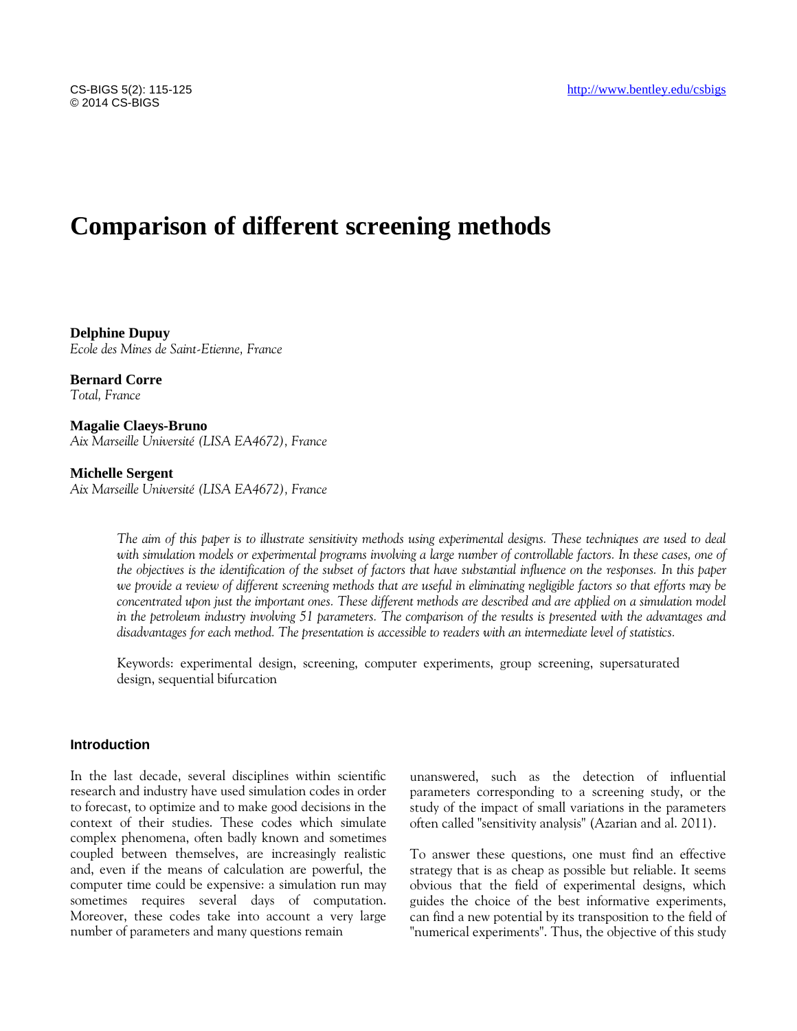# Comparison of different screening methods

**Delphine Dupuy**
*Ecole des Mines de Saint-Etienne, France*

**Bernard Corre**
*Total, France*

**Magalie Claeys-Bruno**
*Aix Marseille Université (LISA EA4672), France*

**Michelle Sergent**
*Aix Marseille Université (LISA EA4672), France*

*The aim of this paper is to illustrate sensitivity methods using experimental designs. These techniques are used to deal with simulation models or experimental programs involving a large number of controllable factors. In these cases, one of the objectives is the identification of the subset of factors that have substantial influence on the responses. In this paper we provide a review of different screening methods that are useful in eliminating negligible factors so that efforts may be concentrated upon just the important ones. These different methods are described and are applied on a simulation model in the petroleum industry involving 51 parameters. The comparison of the results is presented with the advantages and disadvantages for each method. The presentation is accessible to readers with an intermediate level of statistics.*

Keywords: experimental design, screening, computer experiments, group screening, supersaturated design, sequential bifurcation

## Introduction

In the last decade, several disciplines within scientific research and industry have used simulation codes in order to forecast, to optimize and to make good decisions in the context of their studies. These codes which simulate complex phenomena, often badly known and sometimes coupled between themselves, are increasingly realistic and, even if the means of calculation are powerful, the computer time could be expensive: a simulation run may sometimes requires several days of computation. Moreover, these codes take into account a very large number of parameters and many questions remain unanswered, such as the detection of influential parameters corresponding to a screening study, or the study of the impact of small variations in the parameters often called "sensitivity analysis" (Azarian and al. 2011).

To answer these questions, one must find an effective strategy that is as cheap as possible but reliable. It seems obvious that the field of experimental designs, which guides the choice of the best informative experiments, can find a new potential by its transposition to the field of "numerical experiments". Thus, the objective of this study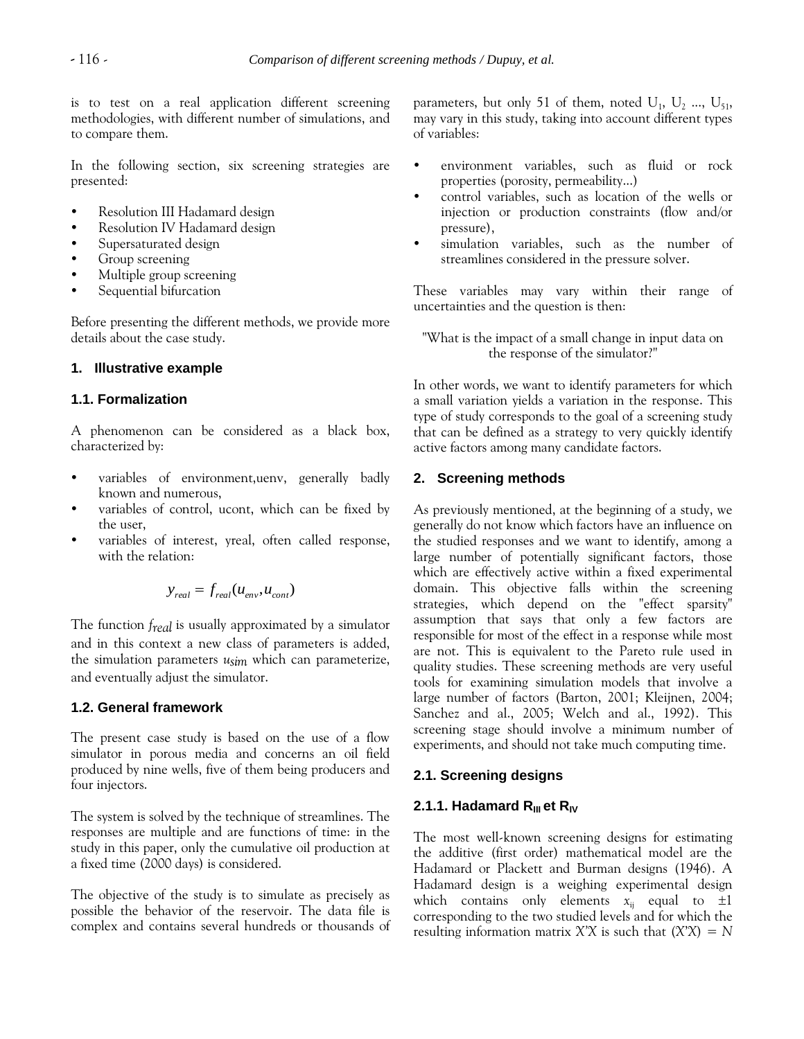is to test on a real application different screening methodologies, with different number of simulations, and to compare them.

In the following section, six screening strategies are presented:

- Resolution III Hadamard design
- Resolution IV Hadamard design
- Supersaturated design
- Group screening
- Multiple group screening
- Sequential bifurcation

Before presenting the different methods, we provide more details about the case study.

## 1. Illustrative example

### 1.1. Formalization

A phenomenon can be considered as a black box, characterized by:

- variables of environment,uenv, generally badly known and numerous,
- variables of control, ucont, which can be fixed by the user,
- variables of interest, yreal, often called response, with the relation:

$$y_{real} = f_{real}(u_{env}, u_{cont})$$

The function $f_{real}$ is usually approximated by a simulator and in this context a new class of parameters is added, the simulation parameters $u_{sim}$ which can parameterize, and eventually adjust the simulator.

### 1.2. General framework

The present case study is based on the use of a flow simulator in porous media and concerns an oil field produced by nine wells, five of them being producers and four injectors.

The system is solved by the technique of streamlines. The responses are multiple and are functions of time: in the study in this paper, only the cumulative oil production at a fixed time (2000 days) is considered.

The objective of the study is to simulate as precisely as possible the behavior of the reservoir. The data file is complex and contains several hundreds or thousands of parameters, but only 51 of them, noted $U_1$, $U_2$ ..., $U_{51}$, may vary in this study, taking into account different types of variables:

- environment variables, such as fluid or rock properties (porosity, permeability...)
- control variables, such as location of the wells or injection or production constraints (flow and/or pressure),
- simulation variables, such as the number of streamlines considered in the pressure solver.

These variables may vary within their range of uncertainties and the question is then:

"What is the impact of a small change in input data on the response of the simulator?"

In other words, we want to identify parameters for which a small variation yields a variation in the response. This type of study corresponds to the goal of a screening study that can be defined as a strategy to very quickly identify active factors among many candidate factors.

## 2. Screening methods

As previously mentioned, at the beginning of a study, we generally do not know which factors have an influence on the studied responses and we want to identify, among a large number of potentially significant factors, those which are effectively active within a fixed experimental domain. This objective falls within the screening strategies, which depend on the "effect sparsity" assumption that says that only a few factors are responsible for most of the effect in a response while most are not. This is equivalent to the Pareto rule used in quality studies. These screening methods are very useful tools for examining simulation models that involve a large number of factors (Barton, 2001; Kleijnen, 2004; Sanchez and al., 2005; Welch and al., 1992). This screening stage should involve a minimum number of experiments, and should not take much computing time.

### 2.1. Screening designs

#### 2.1.1. Hadamard $R_{III}$ et $R_{IV}$

The most well-known screening designs for estimating the additive (first order) mathematical model are the Hadamard or Plackett and Burman designs (1946). A Hadamard design is a weighing experimental design which contains only elements $x_{ij}$ equal to $\pm 1$ corresponding to the two studied levels and for which the resulting information matrix $X'X$ is such that $(X'X) = N$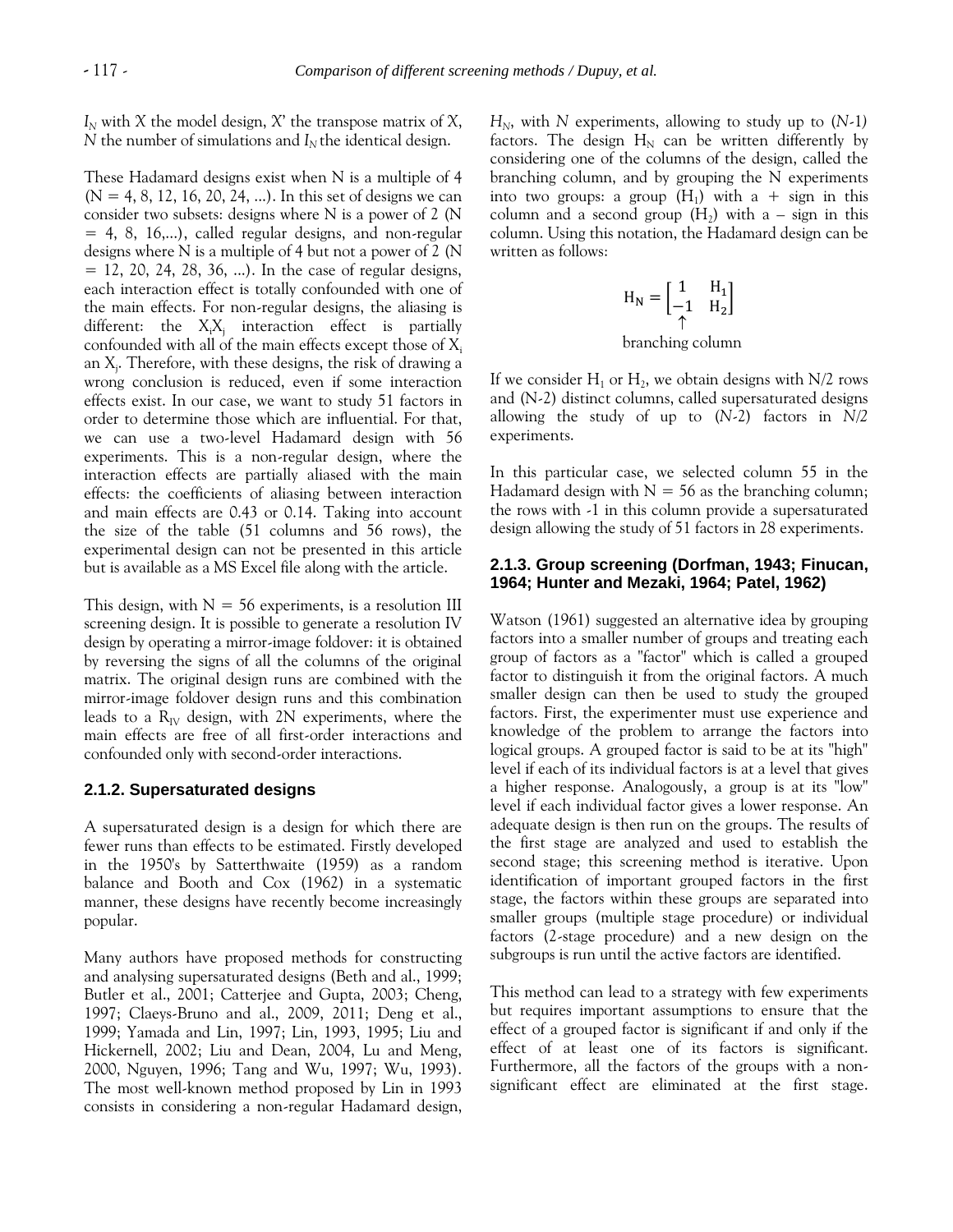$I_N$ with $X$ the model design, $X'$ the transpose matrix of $X$, $N$ the number of simulations and $I_N$ the identical design.

These Hadamard designs exist when N is a multiple of 4 (N = 4, 8, 12, 16, 20, 24, ...). In this set of designs we can consider two subsets: designs where N is a power of 2 (N = 4, 8, 16,...), called regular designs, and non-regular designs where N is a multiple of 4 but not a power of 2 (N = 12, 20, 24, 28, 36, ...). In the case of regular designs, each interaction effect is totally confounded with one of the main effects. For non-regular designs, the aliasing is different: the $X_iX_j$ interaction effect is partially confounded with all of the main effects except those of $X_i$ an $X_j$. Therefore, with these designs, the risk of drawing a wrong conclusion is reduced, even if some interaction effects exist. In our case, we want to study 51 factors in order to determine those which are influential. For that, we can use a two-level Hadamard design with 56 experiments. This is a non-regular design, where the interaction effects are partially aliased with the main effects: the coefficients of aliasing between interaction and main effects are 0.43 or 0.14. Taking into account the size of the table (51 columns and 56 rows), the experimental design can not be presented in this article but is available as a MS Excel file along with the article.

This design, with N = 56 experiments, is a resolution III screening design. It is possible to generate a resolution IV design by operating a mirror-image foldover: it is obtained by reversing the signs of all the columns of the original matrix. The original design runs are combined with the mirror-image foldover design runs and this combination leads to a $R_{IV}$ design, with 2N experiments, where the main effects are free of all first-order interactions and confounded only with second-order interactions.

### 2.1.2. Supersaturated designs

A supersaturated design is a design for which there are fewer runs than effects to be estimated. Firstly developed in the 1950's by Satterthwaite (1959) as a random balance and Booth and Cox (1962) in a systematic manner, these designs have recently become increasingly popular.

Many authors have proposed methods for constructing and analysing supersaturated designs (Beth and al., 1999; Butler et al., 2001; Catterjee and Gupta, 2003; Cheng, 1997; Claeys-Bruno and al., 2009, 2011; Deng et al., 1999; Yamada and Lin, 1997; Lin, 1993, 1995; Liu and Hickernell, 2002; Liu and Dean, 2004, Lu and Meng, 2000, Nguyen, 1996; Tang and Wu, 1997; Wu, 1993). The most well-known method proposed by Lin in 1993 consists in considering a non-regular Hadamard design, $H_N$, with $N$ experiments, allowing to study up to ($N$-1) factors. The design $H_N$ can be written differently by considering one of the columns of the design, called the branching column, and by grouping the N experiments into two groups: a group ($H_1$) with a + sign in this column and a second group ($H_2$) with a – sign in this column. Using this notation, the Hadamard design can be written as follows:

$$H_N = \begin{bmatrix} 1 & H_1 \\ -1 & H_2 \end{bmatrix}$$

branching column (↑ first column)

If we consider $H_1$ or $H_2$, we obtain designs with N/2 rows and (N-2) distinct columns, called supersaturated designs allowing the study of up to ($N$-2) factors in $N$/2 experiments.

In this particular case, we selected column 55 in the Hadamard design with N = 56 as the branching column; the rows with -1 in this column provide a supersaturated design allowing the study of 51 factors in 28 experiments.

### 2.1.3. Group screening (Dorfman, 1943; Finucan, 1964; Hunter and Mezaki, 1964; Patel, 1962)

Watson (1961) suggested an alternative idea by grouping factors into a smaller number of groups and treating each group of factors as a "factor" which is called a grouped factor to distinguish it from the original factors. A much smaller design can then be used to study the grouped factors. First, the experimenter must use experience and knowledge of the problem to arrange the factors into logical groups. A grouped factor is said to be at its "high" level if each of its individual factors is at a level that gives a higher response. Analogously, a group is at its "low" level if each individual factor gives a lower response. An adequate design is then run on the groups. The results of the first stage are analyzed and used to establish the second stage; this screening method is iterative. Upon identification of important grouped factors in the first stage, the factors within these groups are separated into smaller groups (multiple stage procedure) or individual factors (2-stage procedure) and a new design on the subgroups is run until the active factors are identified.

This method can lead to a strategy with few experiments but requires important assumptions to ensure that the effect of a grouped factor is significant if and only if the effect of at least one of its factors is significant. Furthermore, all the factors of the groups with a non-significant effect are eliminated at the first stage.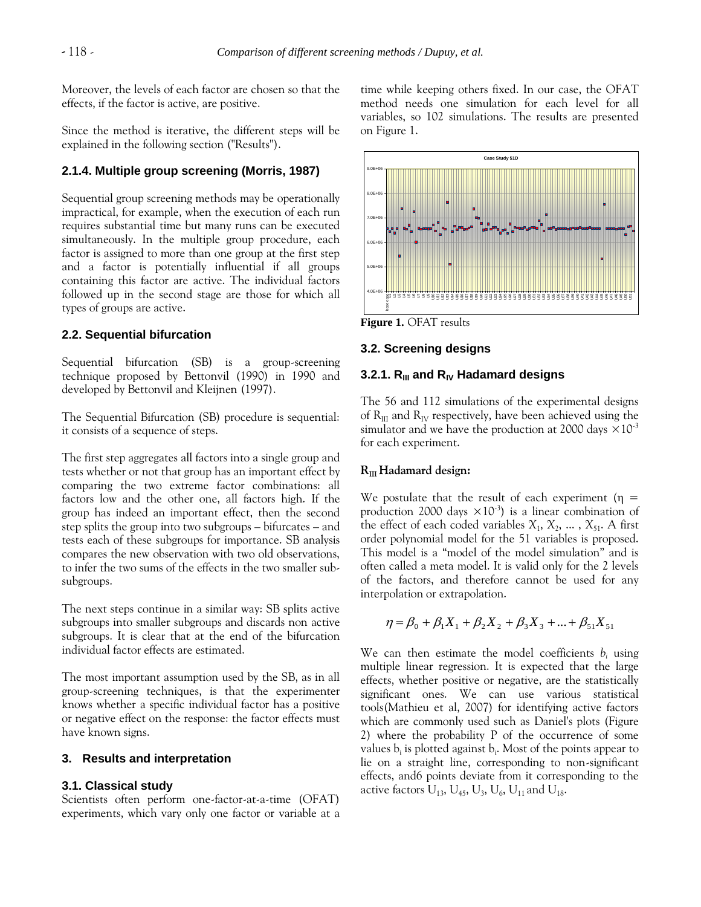Moreover, the levels of each factor are chosen so that the effects, if the factor is active, are positive.

Since the method is iterative, the different steps will be explained in the following section ("Results").

### 2.1.4. Multiple group screening (Morris, 1987)

Sequential group screening methods may be operationally impractical, for example, when the execution of each run requires substantial time but many runs can be executed simultaneously. In the multiple group procedure, each factor is assigned to more than one group at the first step and a factor is potentially influential if all groups containing this factor are active. The individual factors followed up in the second stage are those for which all types of groups are active.

## 2.2. Sequential bifurcation

Sequential bifurcation (SB) is a group-screening technique proposed by Bettonvil (1990) in 1990 and developed by Bettonvil and Kleijnen (1997).

The Sequential Bifurcation (SB) procedure is sequential: it consists of a sequence of steps.

The first step aggregates all factors into a single group and tests whether or not that group has an important effect by comparing the two extreme factor combinations: all factors low and the other one, all factors high. If the group has indeed an important effect, then the second step splits the group into two subgroups – bifurcates – and tests each of these subgroups for importance. SB analysis compares the new observation with two old observations, to infer the two sums of the effects in the two smaller sub-subgroups.

The next steps continue in a similar way: SB splits active subgroups into smaller subgroups and discards non active subgroups. It is clear that at the end of the bifurcation individual factor effects are estimated.

The most important assumption used by the SB, as in all group-screening techniques, is that the experimenter knows whether a specific individual factor has a positive or negative effect on the response: the factor effects must have known signs.

# 3. Results and interpretation

## 3.1. Classical study

Scientists often perform one-factor-at-a-time (OFAT) experiments, which vary only one factor or variable at a time while keeping others fixed. In our case, the OFAT method needs one simulation for each level for all variables, so 102 simulations. The results are presented on Figure 1.

**Figure 1.** OFAT results

## 3.2. Screening designs

### 3.2.1. $R_{III}$ and $R_{IV}$ Hadamard designs

The 56 and 112 simulations of the experimental designs of $R_{III}$ and $R_{IV}$ respectively, have been achieved using the simulator and we have the production at 2000 days $\times 10^{-3}$ for each experiment.

**$R_{III}$ Hadamard design:**

We postulate that the result of each experiment ($\eta$ = production 2000 days $\times 10^{-3}$) is a linear combination of the effect of each coded variables $X_1, X_2, \ldots, X_{51}$. A first order polynomial model for the 51 variables is proposed. This model is a "model of the model simulation" and is often called a meta model. It is valid only for the 2 levels of the factors, and therefore cannot be used for any interpolation or extrapolation.

$$\eta = \beta_0 + \beta_1 X_1 + \beta_2 X_2 + \beta_3 X_3 + \ldots + \beta_{51} X_{51}$$

We can then estimate the model coefficients $b_i$ using multiple linear regression. It is expected that the large effects, whether positive or negative, are the statistically significant ones. We can use various statistical tools(Mathieu et al, 2007) for identifying active factors which are commonly used such as Daniel's plots (Figure 2) where the probability P of the occurrence of some values $b_i$ is plotted against $b_i$. Most of the points appear to lie on a straight line, corresponding to non-significant effects, and6 points deviate from it corresponding to the active factors $U_{13}$, $U_{45}$, $U_3$, $U_6$, $U_{11}$ and $U_{18}$.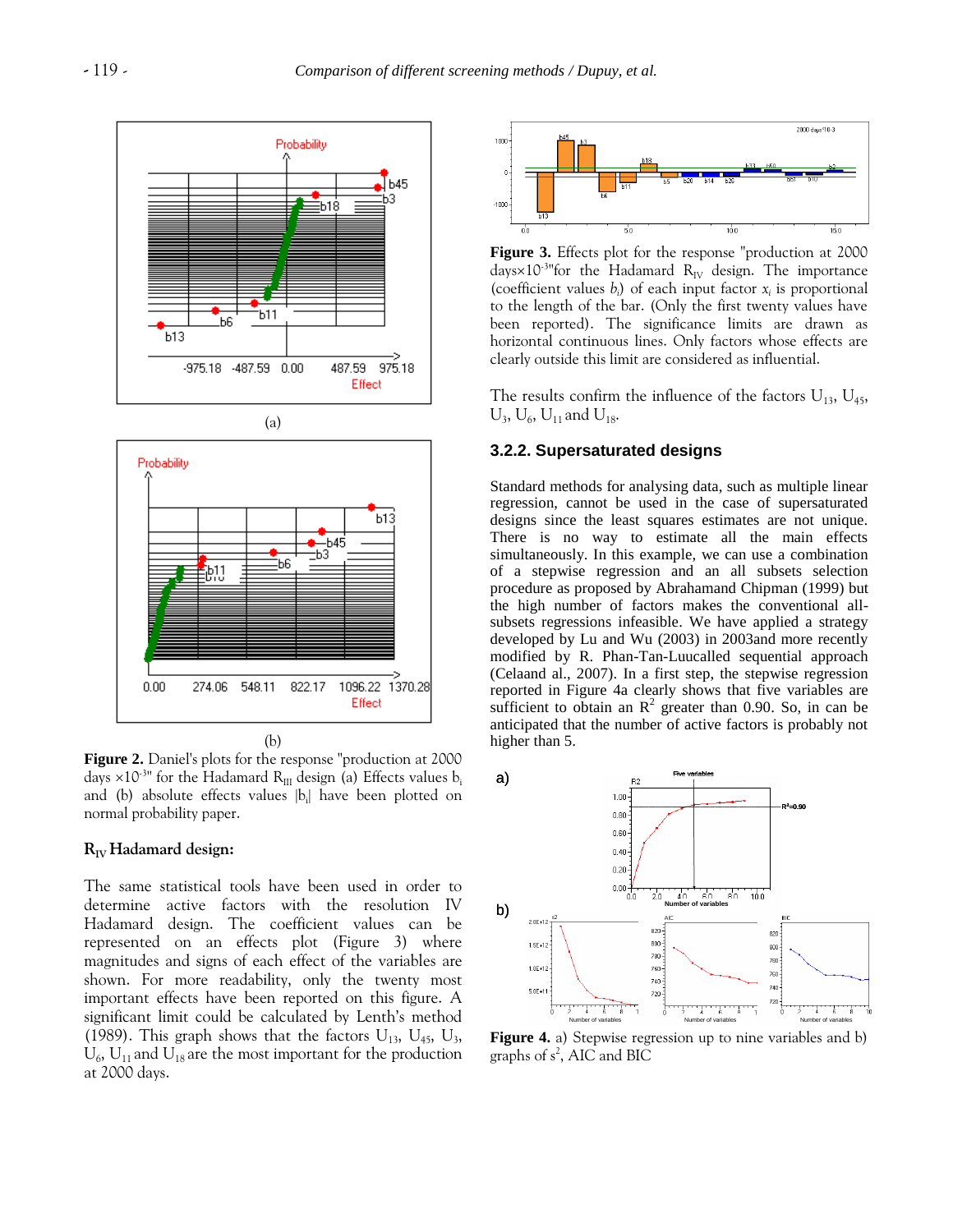(a)

(b)

**Figure 2.** Daniel's plots for the response "production at 2000 days ×10$^{-3}$" for the Hadamard $R_{III}$ design (a) Effects values $b_i$ and (b) absolute effects values $|b_i|$ have been plotted on normal probability paper.

**$R_{IV}$ Hadamard design:**

The same statistical tools have been used in order to determine active factors with the resolution IV Hadamard design. The coefficient values can be represented on an effects plot (Figure 3) where magnitudes and signs of each effect of the variables are shown. For more readability, only the twenty most important effects have been reported on this figure. A significant limit could be calculated by Lenth's method (1989). This graph shows that the factors $U_{13}$, $U_{45}$, $U_3$, $U_6$, $U_{11}$ and $U_{18}$ are the most important for the production at 2000 days.

**Figure 3.** Effects plot for the response "production at 2000 days×10$^{-3}$"for the Hadamard $R_{IV}$ design. The importance (coefficient values $b_i$) of each input factor $x_i$ is proportional to the length of the bar. (Only the first twenty values have been reported). The significance limits are drawn as horizontal continuous lines. Only factors whose effects are clearly outside this limit are considered as influential.

The results confirm the influence of the factors $U_{13}$, $U_{45}$, $U_3$, $U_6$, $U_{11}$ and $U_{18}$.

### 3.2.2. Supersaturated designs

Standard methods for analysing data, such as multiple linear regression, cannot be used in the case of supersaturated designs since the least squares estimates are not unique. There is no way to estimate all the main effects simultaneously. In this example, we can use a combination of a stepwise regression and an all subsets selection procedure as proposed by Abrahamand Chipman (1999) but the high number of factors makes the conventional all-subsets regressions infeasible. We have applied a strategy developed by Lu and Wu (2003) in 2003and more recently modified by R. Phan-Tan-Luucalled sequential approach (Celaand al., 2007). In a first step, the stepwise regression reported in Figure 4a clearly shows that five variables are sufficient to obtain an $R^2$ greater than 0.90. So, in can be anticipated that the number of active factors is probably not higher than 5.

a)

b)

**Figure 4.** a) Stepwise regression up to nine variables and b) graphs of $s^2$, AIC and BIC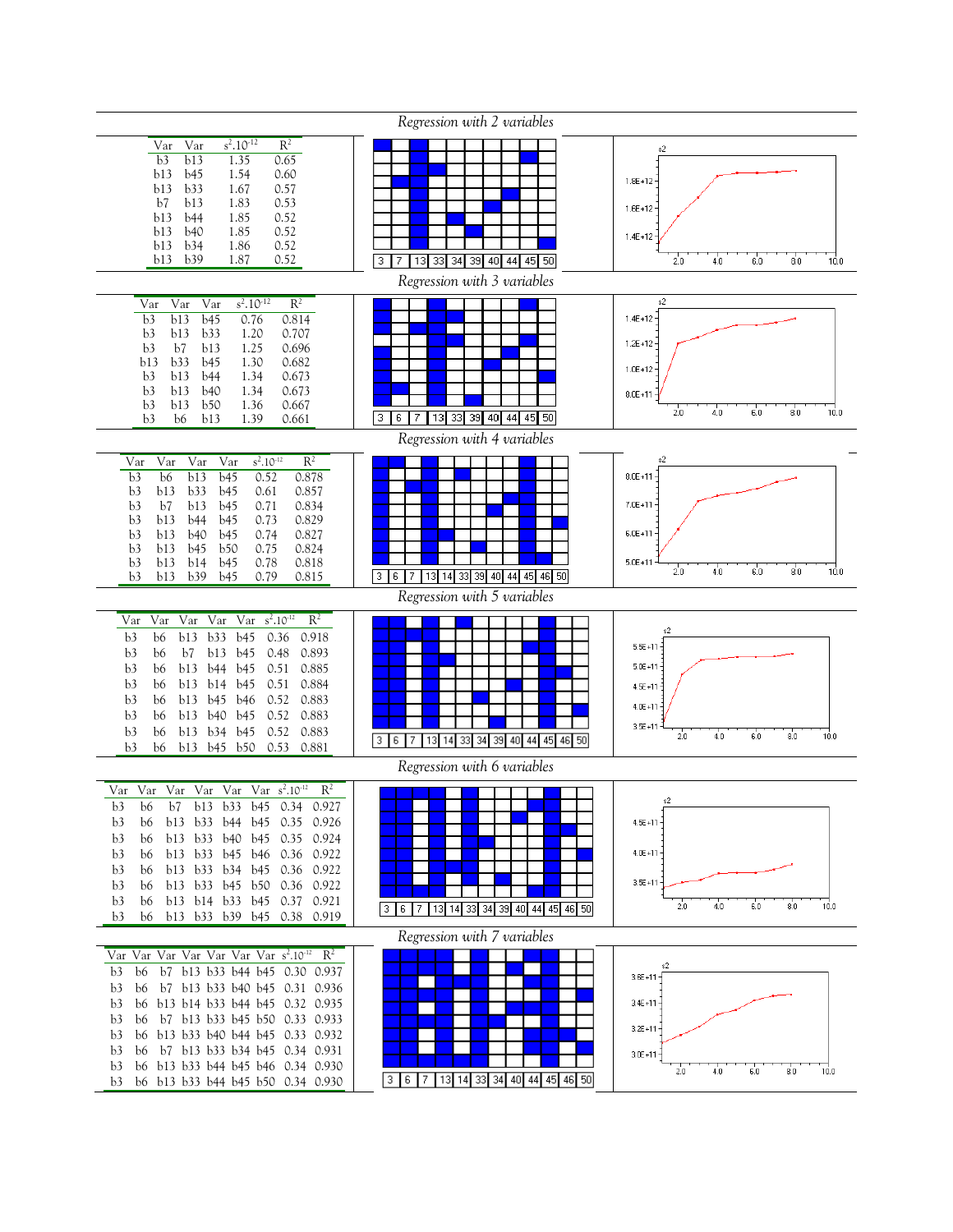*Regression with 2 variables*

| Var | Var | $s^2.10^{-12}$ | $R^2$ |
|---|---|---|---|
| b3 | b13 | 1.35 | 0.65 |
| b13 | b45 | 1.54 | 0.60 |
| b13 | b33 | 1.67 | 0.57 |
| b7 | b13 | 1.83 | 0.53 |
| b13 | b44 | 1.85 | 0.52 |
| b13 | b40 | 1.85 | 0.52 |
| b13 | b34 | 1.86 | 0.52 |
| b13 | b39 | 1.87 | 0.52 |

*Regression with 3 variables*

| Var | Var | Var | $s^2.10^{-12}$ | $R^2$ |
|---|---|---|---|---|
| b3 | b13 | b45 | 0.76 | 0.814 |
| b3 | b13 | b33 | 1.20 | 0.707 |
| b3 | b7 | b13 | 1.25 | 0.696 |
| b13 | b33 | b45 | 1.30 | 0.682 |
| b3 | b13 | b44 | 1.34 | 0.673 |
| b3 | b13 | b40 | 1.34 | 0.673 |
| b3 | b13 | b50 | 1.36 | 0.667 |
| b3 | b6 | b13 | 1.39 | 0.661 |

*Regression with 4 variables*

| Var | Var | Var | Var | $s^2.10^{-12}$ | $R^2$ |
|---|---|---|---|---|---|
| b3 | b6 | b13 | b45 | 0.52 | 0.878 |
| b3 | b13 | b33 | b45 | 0.61 | 0.857 |
| b3 | b7 | b13 | b45 | 0.71 | 0.834 |
| b3 | b13 | b44 | b45 | 0.73 | 0.829 |
| b3 | b13 | b40 | b45 | 0.74 | 0.827 |
| b3 | b13 | b45 | b50 | 0.75 | 0.824 |
| b3 | b13 | b14 | b45 | 0.78 | 0.818 |
| b3 | b13 | b39 | b45 | 0.79 | 0.815 |

*Regression with 5 variables*

| Var | Var | Var | Var | Var | $s^2.10^{-12}$ | $R^2$ |
|---|---|---|---|---|---|---|
| b3 | b6 | b13 | b33 | b45 | 0.36 | 0.918 |
| b3 | b6 | b7 | b13 | b45 | 0.48 | 0.893 |
| b3 | b6 | b13 | b44 | b45 | 0.51 | 0.885 |
| b3 | b6 | b13 | b14 | b45 | 0.51 | 0.884 |
| b3 | b6 | b13 | b45 | b46 | 0.52 | 0.883 |
| b3 | b6 | b13 | b40 | b45 | 0.52 | 0.883 |
| b3 | b6 | b13 | b34 | b45 | 0.52 | 0.883 |
| b3 | b6 | b13 | b45 | b50 | 0.53 | 0.881 |

*Regression with 6 variables*

| Var | Var | Var | Var | Var | Var | $s^2.10^{-12}$ | $R^2$ |
|---|---|---|---|---|---|---|---|
| b3 | b6 | b7 | b13 | b33 | b45 | 0.34 | 0.927 |
| b3 | b6 | b13 | b33 | b44 | b45 | 0.35 | 0.926 |
| b3 | b6 | b13 | b33 | b40 | b45 | 0.35 | 0.924 |
| b3 | b6 | b13 | b33 | b45 | b46 | 0.36 | 0.922 |
| b3 | b6 | b13 | b33 | b34 | b45 | 0.36 | 0.922 |
| b3 | b6 | b13 | b33 | b45 | b50 | 0.36 | 0.922 |
| b3 | b6 | b13 | b14 | b33 | b45 | 0.37 | 0.921 |
| b3 | b6 | b13 | b33 | b39 | b45 | 0.38 | 0.919 |

*Regression with 7 variables*

| Var | Var | Var | Var | Var | Var | Var | $s^2.10^{-12}$ | $R^2$ |
|---|---|---|---|---|---|---|---|---|
| b3 | b6 | b7 | b13 | b33 | b44 | b45 | 0.30 | 0.937 |
| b3 | b6 | b7 | b13 | b33 | b40 | b45 | 0.31 | 0.936 |
| b3 | b6 | b13 | b14 | b33 | b44 | b45 | 0.32 | 0.935 |
| b3 | b6 | b7 | b13 | b33 | b45 | b50 | 0.33 | 0.933 |
| b3 | b6 | b13 | b33 | b40 | b44 | b45 | 0.33 | 0.932 |
| b3 | b6 | b7 | b13 | b33 | b34 | b45 | 0.34 | 0.931 |
| b3 | b6 | b13 | b33 | b44 | b45 | b46 | 0.34 | 0.930 |
| b3 | b6 | b13 | b33 | b44 | b45 | b50 | 0.34 | 0.930 |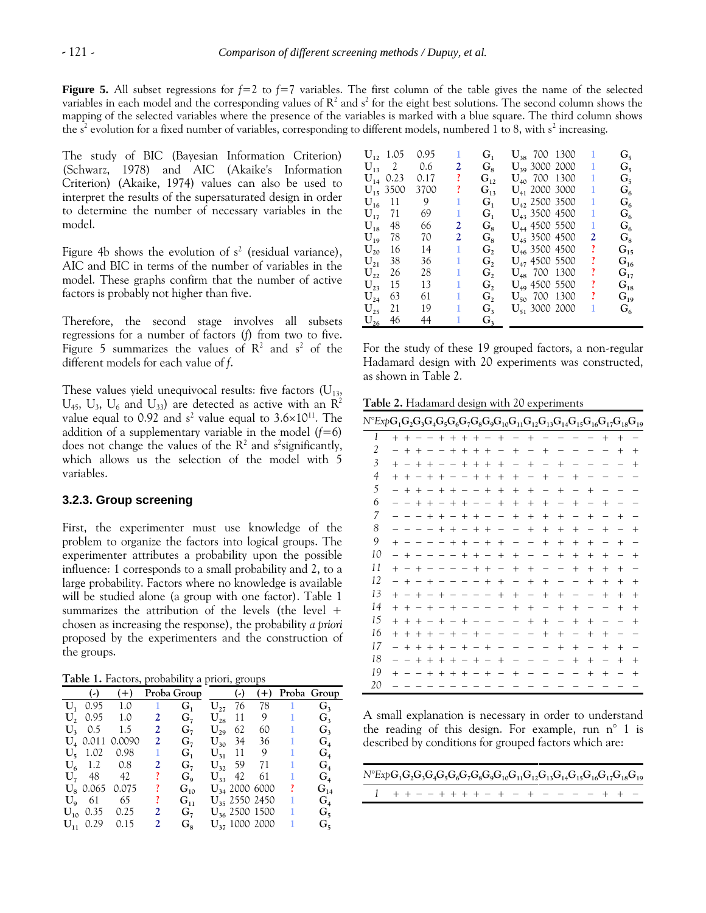**Figure 5.** All subset regressions for $f=2$ to $f=7$ variables. The first column of the table gives the name of the selected variables in each model and the corresponding values of $R^2$ and $s^2$ for the eight best solutions. The second column shows the mapping of the selected variables where the presence of the variables is marked with a blue square. The third column shows the $s^2$ evolution for a fixed number of variables, corresponding to different models, numbered 1 to 8, with $s^2$ increasing.

The study of BIC (Bayesian Information Criterion) (Schwarz, 1978) and AIC (Akaike's Information Criterion) (Akaike, 1974) values can also be used to interpret the results of the supersaturated design in order to determine the number of necessary variables in the model.

Figure 4b shows the evolution of $s^2$ (residual variance), AIC and BIC in terms of the number of variables in the model. These graphs confirm that the number of active factors is probably not higher than five.

Therefore, the second stage involves all subsets regressions for a number of factors (*f*) from two to five. Figure 5 summarizes the values of $R^2$ and $s^2$ of the different models for each value of *f*.

These values yield unequivocal results: five factors ($U_{13}$, $U_{45}$, $U_3$, $U_6$ and $U_{33}$) are detected as active with an $R^2$ value equal to 0.92 and $s^2$ value equal to $3.6\times10^{11}$. The addition of a supplementary variable in the model ($f=6$) does not change the values of the $R^2$ and $s^2$significantly, which allows us the selection of the model with 5 variables.

### 3.2.3. Group screening

First, the experimenter must use knowledge of the problem to organize the factors into logical groups. The experimenter attributes a probability upon the possible influence: 1 corresponds to a small probability and 2, to a large probability. Factors where no knowledge is available will be studied alone (a group with one factor). Table 1 summarizes the attribution of the levels (the level + chosen as increasing the response), the probability *a priori* proposed by the experimenters and the construction of the groups.

**Table 1.** Factors, probability a priori, groups

| | (-) | (+) | Proba | Group | | (-) | (+) | Proba | Group |
|---|---|---|---|---|---|---|---|---|---|
| $U_1$ | 0.95 | 1.0 | 1 | $G_1$ | $U_{27}$ | 76 | 78 | 1 | $G_3$ |
| $U_2$ | 0.95 | 1.0 | 2 | $G_7$ | $U_{28}$ | 11 | 9 | 1 | $G_3$ |
| $U_3$ | 0.5 | 1.5 | 2 | $G_7$ | $U_{29}$ | 62 | 60 | 1 | $G_3$ |
| $U_4$ | 0.011 | 0.0090 | 2 | $G_7$ | $U_{30}$ | 34 | 36 | 1 | $G_4$ |
| $U_5$ | 1.02 | 0.98 | 1 | $G_1$ | $U_{31}$ | 11 | 9 | 1 | $G_4$ |
| $U_6$ | 1.2 | 0.8 | 2 | $G_7$ | $U_{32}$ | 59 | 71 | 1 | $G_4$ |
| $U_7$ | 48 | 42 | ? | $G_9$ | $U_{33}$ | 42 | 61 | 1 | $G_4$ |
| $U_8$ | 0.065 | 0.075 | ? | $G_{10}$ | $U_{34}$ | 2000 | 6000 | ? | $G_{14}$ |
| $U_9$ | 61 | 65 | ? | $G_{11}$ | $U_{35}$ | 2550 | 2450 | 1 | $G_4$ |
| $U_{10}$ | 0.35 | 0.25 | 2 | $G_7$ | $U_{36}$ | 2500 | 1500 | 1 | $G_5$ |
| $U_{11}$ | 0.29 | 0.15 | 2 | $G_8$ | $U_{37}$ | 1000 | 2000 | 1 | $G_5$ |
| $U_{12}$ | 1.05 | 0.95 | 1 | $G_1$ | $U_{38}$ | 700 | 1300 | 1 | $G_5$ |
| $U_{13}$ | 2 | 0.6 | 2 | $G_8$ | $U_{39}$ | 3000 | 2000 | 1 | $G_5$ |
| $U_{14}$ | 0.23 | 0.17 | ? | $G_{12}$ | $U_{40}$ | 700 | 1300 | 1 | $G_5$ |
| $U_{15}$ | 3500 | 3700 | ? | $G_{13}$ | $U_{41}$ | 2000 | 3000 | 1 | $G_6$ |
| $U_{16}$ | 11 | 9 | 1 | $G_1$ | $U_{42}$ | 2500 | 3500 | 1 | $G_6$ |
| $U_{17}$ | 71 | 69 | 1 | $G_1$ | $U_{43}$ | 3500 | 4500 | 1 | $G_6$ |
| $U_{18}$ | 48 | 66 | 2 | $G_8$ | $U_{44}$ | 4500 | 5500 | 1 | $G_6$ |
| $U_{19}$ | 78 | 70 | 2 | $G_8$ | $U_{45}$ | 3500 | 4500 | 2 | $G_8$ |
| $U_{20}$ | 16 | 14 | 1 | $G_2$ | $U_{46}$ | 3500 | 4500 | ? | $G_{15}$ |
| $U_{21}$ | 38 | 36 | 1 | $G_2$ | $U_{47}$ | 4500 | 5500 | ? | $G_{16}$ |
| $U_{22}$ | 26 | 28 | 1 | $G_2$ | $U_{48}$ | 700 | 1300 | ? | $G_{17}$ |
| $U_{23}$ | 15 | 13 | 1 | $G_2$ | $U_{49}$ | 4500 | 5500 | ? | $G_{18}$ |
| $U_{24}$ | 63 | 61 | 1 | $G_2$ | $U_{50}$ | 700 | 1300 | ? | $G_{19}$ |
| $U_{25}$ | 21 | 19 | 1 | $G_3$ | $U_{51}$ | 3000 | 2000 | 1 | $G_6$ |
| $U_{26}$ | 46 | 44 | 1 | $G_3$ | | | | | |

For the study of these 19 grouped factors, a non-regular Hadamard design with 20 experiments was constructed, as shown in Table 2.

**Table 2.** Hadamard design with 20 experiments

| N°Exp | $G_1$ | $G_2$ | $G_3$ | $G_4$ | $G_5$ | $G_6$ | $G_7$ | $G_8$ | $G_9$ | $G_{10}$ | $G_{11}$ | $G_{12}$ | $G_{13}$ | $G_{14}$ | $G_{15}$ | $G_{16}$ | $G_{17}$ | $G_{18}$ | $G_{19}$ |
|---|---|---|---|---|---|---|---|---|---|---|---|---|---|---|---|---|---|---|---|
| 1 | + | + | − | − | + | + | + | + | − | + | − | + | − | − | − | − | + | + | − |
| 2 | − | + | + | − | − | + | + | + | + | − | + | − | + | − | − | − | − | + | + |
| 3 | + | − | + | + | − | − | + | + | + | + | − | + | − | + | − | − | − | − | + |
| 4 | + | + | − | + | + | − | − | + | + | + | + | − | + | − | + | − | − | − | − |
| 5 | − | + | + | − | + | + | − | − | + | + | + | + | − | + | − | + | − | − | − |
| 6 | − | − | + | + | − | + | + | − | − | + | + | + | + | − | + | − | + | − | − |
| 7 | − | − | − | + | + | − | + | + | − | − | + | + | + | + | − | + | − | + | − |
| 8 | − | − | − | − | + | + | − | + | + | − | − | + | + | + | + | − | + | − | + |
| 9 | + | − | − | − | − | + | + | − | + | + | − | − | + | + | + | + | − | + | − |
| 10 | − | + | − | − | − | − | + | + | − | + | + | − | − | + | + | + | + | − | + |
| 11 | + | − | + | − | − | − | − | + | + | − | + | + | − | − | + | + | + | + | − |
| 12 | − | + | − | + | − | − | − | − | + | + | − | + | + | − | − | + | + | + | + |
| 13 | + | − | + | − | + | − | − | − | − | + | + | − | + | + | − | − | + | + | + |
| 14 | + | + | − | + | − | + | − | − | − | − | + | + | − | + | + | − | − | + | + |
| 15 | + | + | + | − | + | − | + | − | − | − | − | + | + | − | + | + | − | − | + |
| 16 | + | + | + | + | − | + | − | + | − | − | − | − | + | + | − | + | + | − | − |
| 17 | − | + | + | + | + | − | + | − | + | − | − | − | − | + | + | − | + | + | − |
| 18 | − | − | + | + | + | + | − | + | − | + | − | − | − | − | + | + | − | + | + |
| 19 | + | − | − | + | + | + | + | − | + | − | + | − | − | − | − | + | + | − | + |
| 20 | − | − | − | − | − | − | − | − | − | − | − | − | − | − | − | − | − | − | − |

A small explanation is necessary in order to understand the reading of this design. For example, run n° 1 is described by conditions for grouped factors which are:

| N°Exp | $G_1$ | $G_2$ | $G_3$ | $G_4$ | $G_5$ | $G_6$ | $G_7$ | $G_8$ | $G_9$ | $G_{10}$ | $G_{11}$ | $G_{12}$ | $G_{13}$ | $G_{14}$ | $G_{15}$ | $G_{16}$ | $G_{17}$ | $G_{18}$ | $G_{19}$ |
|---|---|---|---|---|---|---|---|---|---|---|---|---|---|---|---|---|---|---|---|
| 1 | + | + | − | − | + | + | + | + | − | + | − | + | − | − | − | − | + | + | − |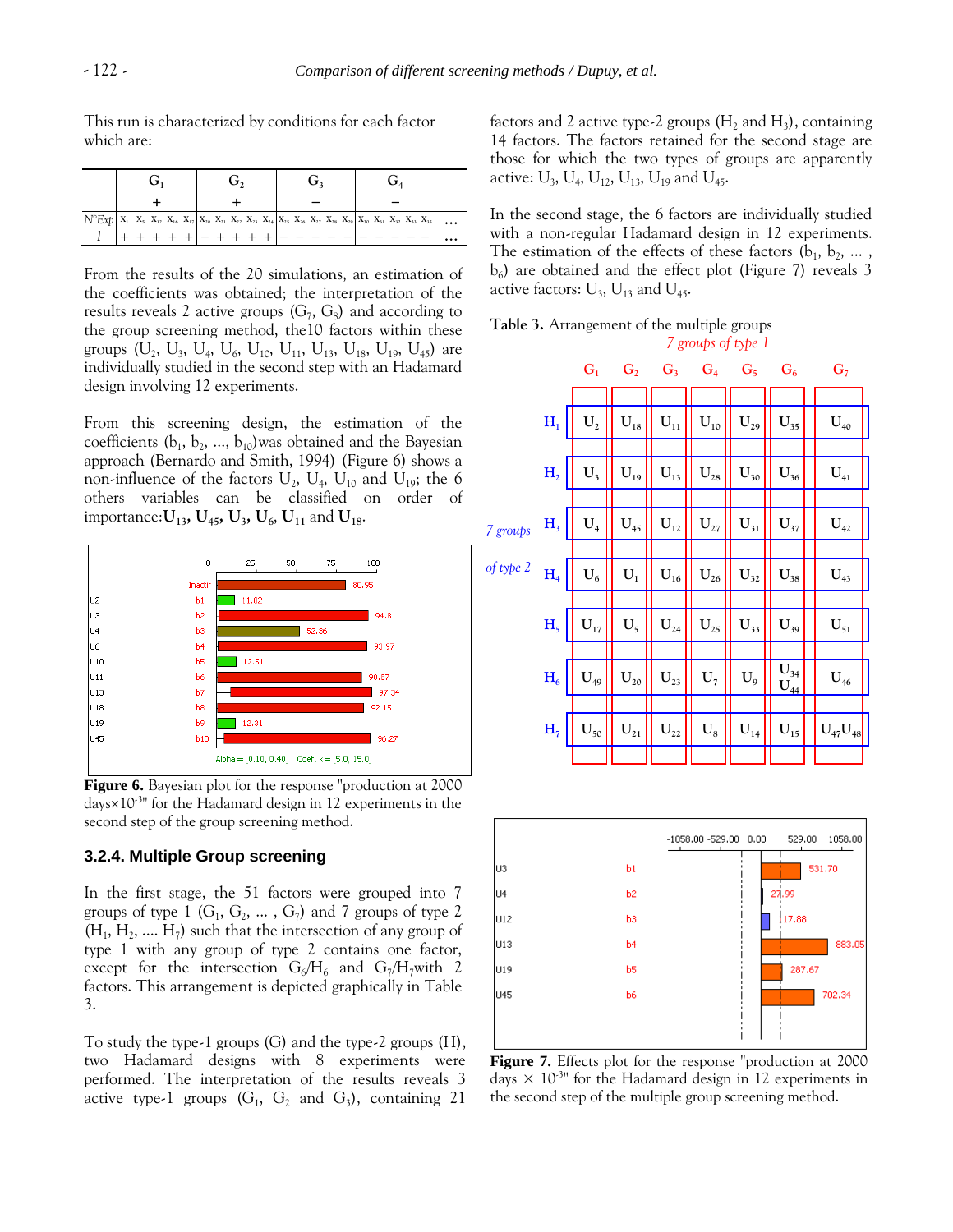This run is characterized by conditions for each factor which are:

| | $G_1$ | | | | | $G_2$ | | | | | $G_3$ | | | | | $G_4$ | | | | | |
|---|---|---|---|---|---|---|---|---|---|---|---|---|---|---|---|---|---|---|---|---|---|
| | + | | | | | + | | | | | − | | | | | − | | | | | |
| N°Exp | $X_1$ | $X_5$ | $X_{12}$ | $X_{16}$ | $X_{17}$ | $X_{20}$ | $X_{21}$ | $X_{22}$ | $X_{23}$ | $X_{24}$ | $X_{25}$ | $X_{26}$ | $X_{27}$ | $X_{28}$ | $X_{29}$ | $X_{30}$ | $X_{31}$ | $X_{32}$ | $X_{33}$ | $X_{35}$ | … |
| 1 | + | + | + | + | + | + | + | + | + | + | − | − | − | − | − | − | − | − | − | − | … |

From the results of the 20 simulations, an estimation of the coefficients was obtained; the interpretation of the results reveals 2 active groups ($G_7$, $G_8$) and according to the group screening method, the10 factors within these groups ($U_2$, $U_3$, $U_4$, $U_6$, $U_{10}$, $U_{11}$, $U_{13}$, $U_{18}$, $U_{19}$, $U_{45}$) are individually studied in the second step with an Hadamard design involving 12 experiments.

From this screening design, the estimation of the coefficients ($b_1$, $b_2$, ..., $b_{10}$)was obtained and the Bayesian approach (Bernardo and Smith, 1994) (Figure 6) shows a non-influence of the factors $U_2$, $U_4$, $U_{10}$ and $U_{19}$; the 6 others variables can be classified on order of importance:$\mathbf{U_{13}}$, $\mathbf{U_{45}}$, $\mathbf{U_3}$, $\mathbf{U_6}$, $\mathbf{U_{11}}$ and $\mathbf{U_{18}}$.

**Figure 6.** Bayesian plot for the response "production at 2000 days×10$^{-3}$" for the Hadamard design in 12 experiments in the second step of the group screening method.

### 3.2.4. Multiple Group screening

In the first stage, the 51 factors were grouped into 7 groups of type 1 ($G_1$, $G_2$, ... , $G_7$) and 7 groups of type 2 ($H_1$, $H_2$, .... $H_7$) such that the intersection of any group of type 1 with any group of type 2 contains one factor, except for the intersection $G_6/H_6$ and $G_7/H_7$with 2 factors. This arrangement is depicted graphically in Table 3.

To study the type-1 groups (G) and the type-2 groups (H), two Hadamard designs with 8 experiments were performed. The interpretation of the results reveals 3 active type-1 groups ($G_1$, $G_2$ and $G_3$), containing 21 factors and 2 active type-2 groups ($H_2$ and $H_3$), containing 14 factors. The factors retained for the second stage are those for which the two types of groups are apparently active: $U_3$, $U_4$, $U_{12}$, $U_{13}$, $U_{19}$ and $U_{45}$.

In the second stage, the 6 factors are individually studied with a non-regular Hadamard design in 12 experiments. The estimation of the effects of these factors ($b_1$, $b_2$, ... , $b_6$) are obtained and the effect plot (Figure 7) reveals 3 active factors: $U_3$, $U_{13}$ and $U_{45}$.

**Table 3.** Arrangement of the multiple groups

*7 groups of type 1* (columns), *7 groups of type 2* (rows)

| | $G_1$ | $G_2$ | $G_3$ | $G_4$ | $G_5$ | $G_6$ | $G_7$ |
|---|---|---|---|---|---|---|---|
| $H_1$ | $U_2$ | $U_{18}$ | $U_{11}$ | $U_{10}$ | $U_{29}$ | $U_{35}$ | $U_{40}$ |
| $H_2$ | $U_3$ | $U_{19}$ | $U_{13}$ | $U_{28}$ | $U_{30}$ | $U_{36}$ | $U_{41}$ |
| $H_3$ | $U_4$ | $U_{45}$ | $U_{12}$ | $U_{27}$ | $U_{31}$ | $U_{37}$ | $U_{42}$ |
| $H_4$ | $U_6$ | $U_1$ | $U_{16}$ | $U_{26}$ | $U_{32}$ | $U_{38}$ | $U_{43}$ |
| $H_5$ | $U_{17}$ | $U_5$ | $U_{24}$ | $U_{25}$ | $U_{33}$ | $U_{39}$ | $U_{51}$ |
| $H_6$ | $U_{49}$ | $U_{20}$ | $U_{23}$ | $U_7$ | $U_9$ | $U_{34}$ $U_{44}$ | $U_{46}$ |
| $H_7$ | $U_{50}$ | $U_{21}$ | $U_{22}$ | $U_8$ | $U_{14}$ | $U_{15}$ | $U_{47}U_{48}$ |

**Figure 7.** Effects plot for the response "production at 2000 days × 10$^{-3}$" for the Hadamard design in 12 experiments in the second step of the multiple group screening method.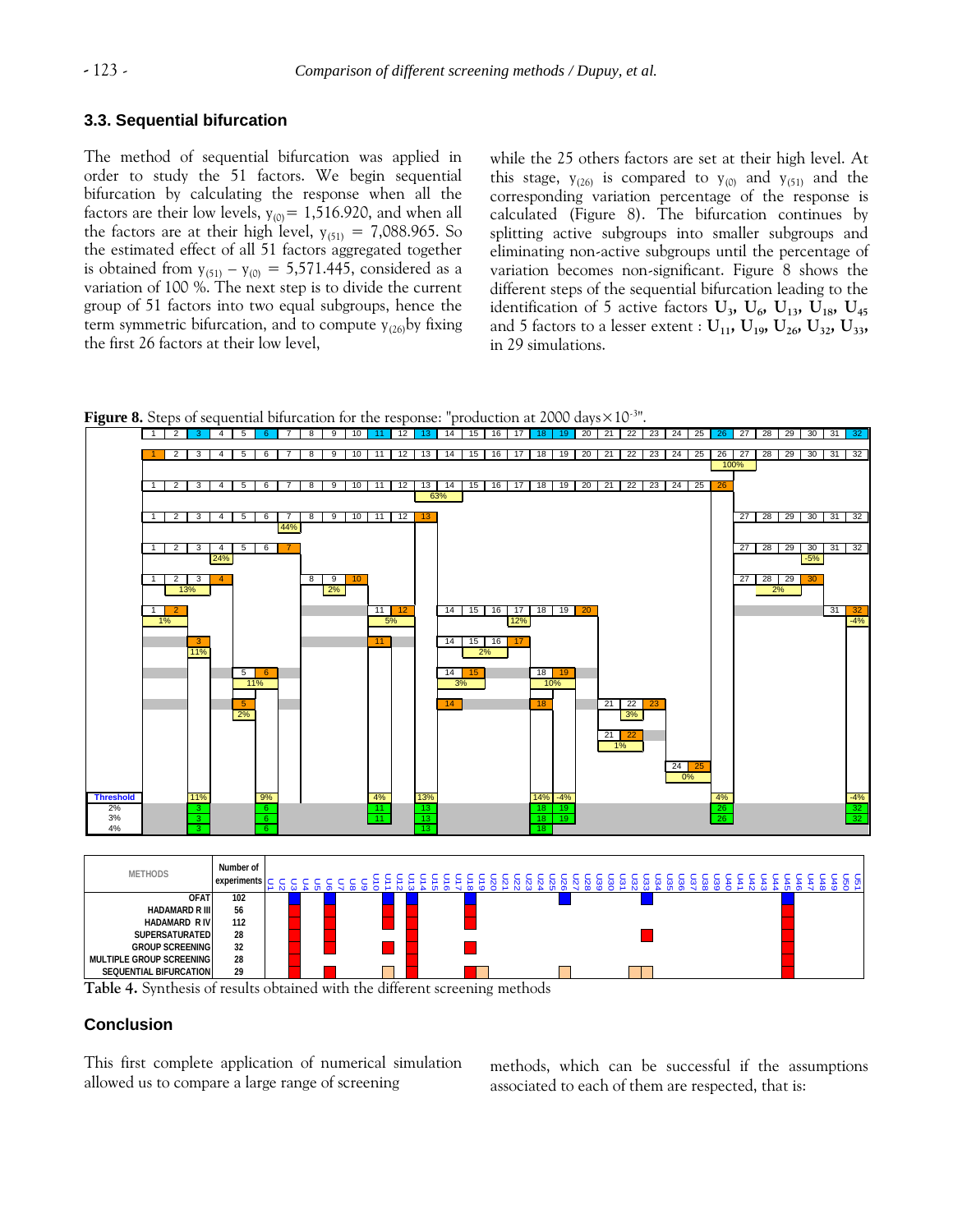### 3.3. Sequential bifurcation

The method of sequential bifurcation was applied in order to study the 51 factors. We begin sequential bifurcation by calculating the response when all the factors are their low levels, $y_{(0)} = 1{,}516.920$, and when all the factors are at their high level, $y_{(51)} = 7{,}088.965$. So the estimated effect of all 51 factors aggregated together is obtained from $y_{(51)} - y_{(0)} = 5{,}571.445$, considered as a variation of 100 %. The next step is to divide the current group of 51 factors into two equal subgroups, hence the term symmetric bifurcation, and to compute $y_{(26)}$ by fixing the first 26 factors at their low level, while the 25 others factors are set at their high level. At this stage, $y_{(26)}$ is compared to $y_{(0)}$ and $y_{(51)}$ and the corresponding variation percentage of the response is calculated (Figure 8). The bifurcation continues by splitting active subgroups into smaller subgroups and eliminating non-active subgroups until the percentage of variation becomes non-significant. Figure 8 shows the different steps of the sequential bifurcation leading to the identification of 5 active factors $\mathbf{U_3}$, $\mathbf{U_6}$, $\mathbf{U_{13}}$, $\mathbf{U_{18}}$, $\mathbf{U_{45}}$ and 5 factors to a lesser extent : $\mathbf{U_{11}}$, $\mathbf{U_{19}}$, $\mathbf{U_{26}}$, $\mathbf{U_{32}}$, $\mathbf{U_{33}}$, in 29 simulations.

**Figure 8.** Steps of sequential bifurcation for the response: "production at 2000 days×$10^{-3}$".

| METHODS | Number of experiments | Factors identified (U1 … U51) |
|---|---|---|
| OFAT | 102 | U3, U6, U11, U13, U18, U26, U33, U45 |
| HADAMARD R III | 56 | U3, U6, U11, U13, U18, U45 |
| HADAMARD R IV | 112 | U3, U6, U11, U13, U18, U45 |
| SUPERSATURATED | 28 | U3, U6, U13, U33, U45 |
| GROUP SCREENING | 32 | U3, U6, U11, U13, U18, U45 |
| MULTIPLE GROUP SCREENING | 28 | U3, U6, U13, U45 |
| SEQUENTIAL BIFURCATION | 29 | U3, U6, U13, U18, U45 (lesser extent: U11, U19, U26, U32, U33) |

**Table 4.** Synthesis of results obtained with the different screening methods

## Conclusion

This first complete application of numerical simulation allowed us to compare a large range of screening methods, which can be successful if the assumptions associated to each of them are respected, that is: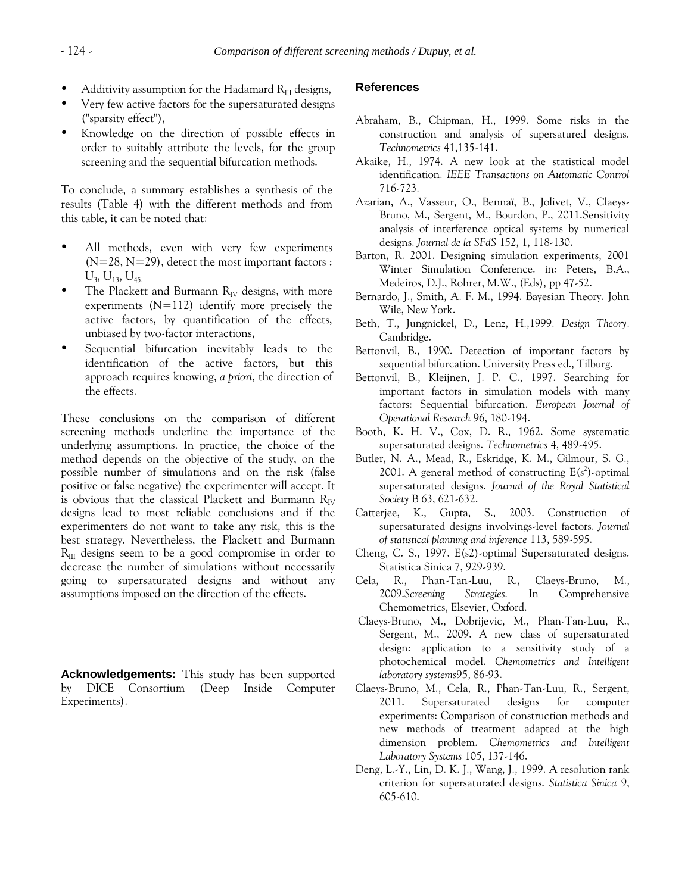- Additivity assumption for the Hadamard $R_{III}$ designs,
- Very few active factors for the supersaturated designs ("sparsity effect"),
- Knowledge on the direction of possible effects in order to suitably attribute the levels, for the group screening and the sequential bifurcation methods.

To conclude, a summary establishes a synthesis of the results (Table 4) with the different methods and from this table, it can be noted that:

- All methods, even with very few experiments (N=28, N=29), detect the most important factors : $U_3$, $U_{13}$, $U_{45}$,
- The Plackett and Burmann $R_{IV}$ designs, with more experiments (N=112) identify more precisely the active factors, by quantification of the effects, unbiased by two-factor interactions,
- Sequential bifurcation inevitably leads to the identification of the active factors, but this approach requires knowing, *a priori*, the direction of the effects.

These conclusions on the comparison of different screening methods underline the importance of the underlying assumptions. In practice, the choice of the method depends on the objective of the study, on the possible number of simulations and on the risk (false positive or false negative) the experimenter will accept. It is obvious that the classical Plackett and Burmann $R_{IV}$ designs lead to most reliable conclusions and if the experimenters do not want to take any risk, this is the best strategy. Nevertheless, the Plackett and Burmann $R_{III}$ designs seem to be a good compromise in order to decrease the number of simulations without necessarily going to supersaturated designs and without any assumptions imposed on the direction of the effects.

**Acknowledgements:** This study has been supported by DICE Consortium (Deep Inside Computer Experiments).

## References

Abraham, B., Chipman, H., 1999. Some risks in the construction and analysis of supersatured designs. *Technometrics* 41,135-141.

Akaike, H., 1974. A new look at the statistical model identification. *IEEE Transactions on Automatic Control* 716-723.

Azarian, A., Vasseur, O., Bennaï, B., Jolivet, V., Claeys-Bruno, M., Sergent, M., Bourdon, P., 2011.Sensitivity analysis of interference optical systems by numerical designs. *Journal de la SFdS* 152, 1, 118-130.

Barton, R. 2001. Designing simulation experiments, 2001 Winter Simulation Conference. in: Peters, B.A., Medeiros, D.J., Rohrer, M.W., (Eds), pp 47-52.

Bernardo, J., Smith, A. F. M., 1994. Bayesian Theory. John Wile, New York.

Beth, T., Jungnickel, D., Lenz, H.,1999. *Design Theory*. Cambridge.

Bettonvil, B., 1990. Detection of important factors by sequential bifurcation. University Press ed., Tilburg.

Bettonvil, B., Kleijnen, J. P. C., 1997. Searching for important factors in simulation models with many factors: Sequential bifurcation. *European Journal of Operational Research* 96, 180-194.

Booth, K. H. V., Cox, D. R., 1962. Some systematic supersaturated designs. *Technometrics* 4, 489-495.

Butler, N. A., Mead, R., Eskridge, K. M., Gilmour, S. G., 2001. A general method of constructing $E(s^2)$-optimal supersaturated designs. *Journal of the Royal Statistical Society* B 63, 621-632.

Catterjee, K., Gupta, S., 2003. Construction of supersaturated designs involvings-level factors. *Journal of statistical planning and inference* 113, 589-595.

Cheng, C. S., 1997. E(s2)-optimal Supersaturated designs. Statistica Sinica 7, 929-939.

Cela, R., Phan-Tan-Luu, R., Claeys-Bruno, M., 2009.*Screening Strategies.* In Comprehensive Chemometrics, Elsevier, Oxford.

Claeys-Bruno, M., Dobrijevic, M., Phan-Tan-Luu, R., Sergent, M., 2009. A new class of supersaturated design: application to a sensitivity study of a photochemical model. *Chemometrics and Intelligent laboratory systems*95, 86-93.

Claeys-Bruno, M., Cela, R., Phan-Tan-Luu, R., Sergent, M., 2011. Supersaturated designs for computer experiments: Comparison of construction methods and new methods of treatment adapted at the high dimension problem. *Chemometrics and Intelligent Laboratory Systems* 105, 137-146.

Deng, L.-Y., Lin, D. K. J., Wang, J., 1999. A resolution rank criterion for supersaturated designs. *Statistica Sinica* 9, 605-610.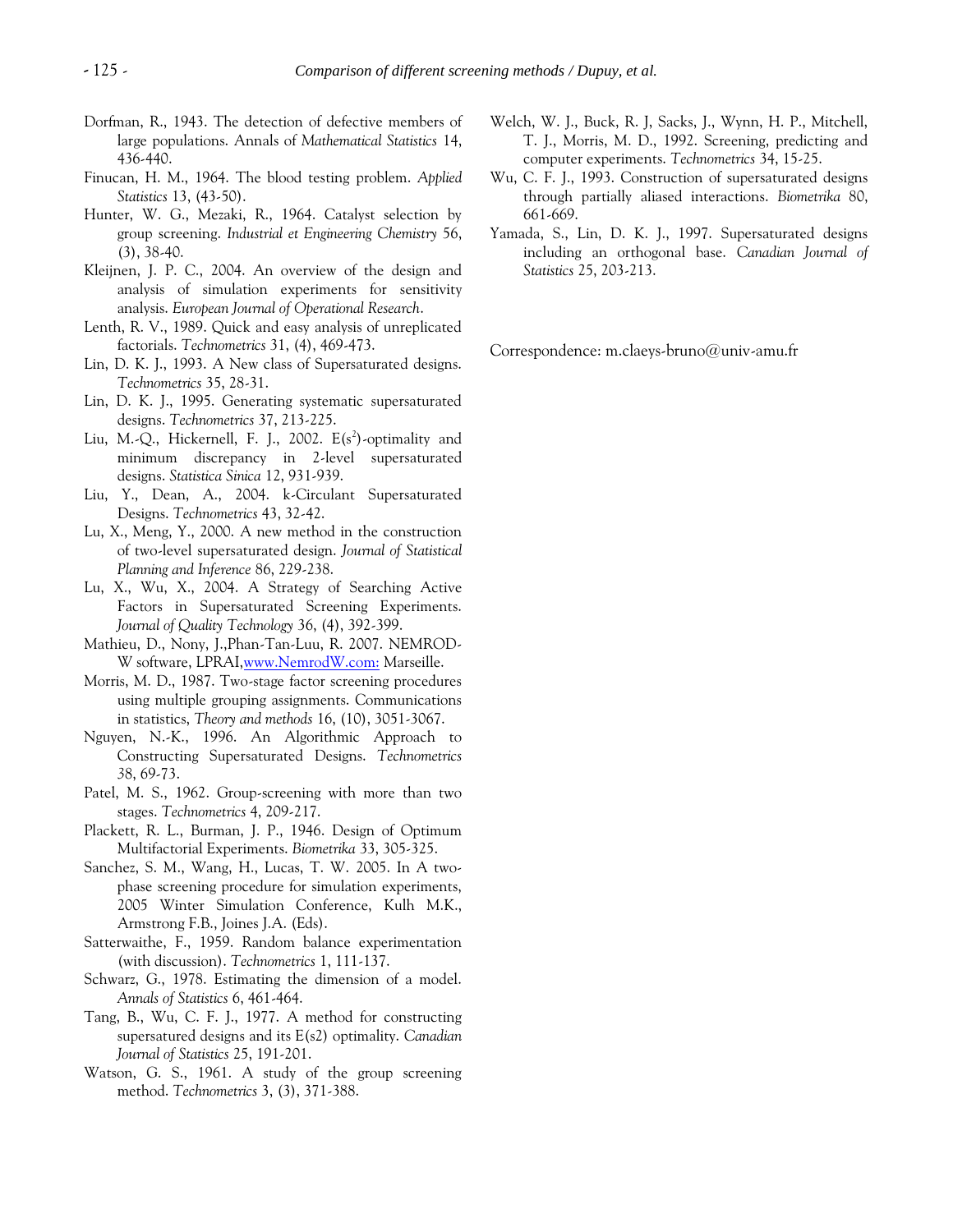Dorfman, R., 1943. The detection of defective members of large populations. Annals of *Mathematical Statistics* 14, 436-440.

Finucan, H. M., 1964. The blood testing problem. *Applied Statistics* 13, (43-50).

Hunter, W. G., Mezaki, R., 1964. Catalyst selection by group screening. *Industrial et Engineering Chemistry* 56, (3), 38-40.

Kleijnen, J. P. C., 2004. An overview of the design and analysis of simulation experiments for sensitivity analysis. *European Journal of Operational Research*.

Lenth, R. V., 1989. Quick and easy analysis of unreplicated factorials. *Technometrics* 31, (4), 469-473.

Lin, D. K. J., 1993. A New class of Supersaturated designs. *Technometrics* 35, 28-31.

Lin, D. K. J., 1995. Generating systematic supersaturated designs. *Technometrics* 37, 213-225.

Liu, M.-Q., Hickernell, F. J., 2002. $E(s^2)$-optimality and minimum discrepancy in 2-level supersaturated designs. *Statistica Sinica* 12, 931-939.

Liu, Y., Dean, A., 2004. k-Circulant Supersaturated Designs. *Technometrics* 43, 32-42.

Lu, X., Meng, Y., 2000. A new method in the construction of two-level supersaturated design. *Journal of Statistical Planning and Inference* 86, 229-238.

Lu, X., Wu, X., 2004. A Strategy of Searching Active Factors in Supersaturated Screening Experiments. *Journal of Quality Technology* 36, (4), 392-399.

Mathieu, D., Nony, J.,Phan-Tan-Luu, R. 2007. NEMROD-W software, LPRAI,www.NemrodW.com: Marseille.

Morris, M. D., 1987. Two-stage factor screening procedures using multiple grouping assignments. Communications in statistics, *Theory and methods* 16, (10), 3051-3067.

Nguyen, N.-K., 1996. An Algorithmic Approach to Constructing Supersaturated Designs. *Technometrics 38*, 69-73.

Patel, M. S., 1962. Group-screening with more than two stages. *Technometrics* 4, 209-217.

Plackett, R. L., Burman, J. P., 1946. Design of Optimum Multifactorial Experiments. *Biometrika* 33, 305-325.

Sanchez, S. M., Wang, H., Lucas, T. W. 2005. In A two-phase screening procedure for simulation experiments, 2005 Winter Simulation Conference, Kulh M.K., Armstrong F.B., Joines J.A. (Eds).

Satterwaithe, F., 1959. Random balance experimentation (with discussion). *Technometrics* 1, 111-137.

Schwarz, G., 1978. Estimating the dimension of a model. *Annals of Statistics* 6, 461-464.

Tang, B., Wu, C. F. J., 1977. A method for constructing supersatured designs and its E(s2) optimality. *Canadian Journal of Statistics* 25, 191-201.

Watson, G. S., 1961. A study of the group screening method. *Technometrics* 3, (3), 371-388.

Welch, W. J., Buck, R. J, Sacks, J., Wynn, H. P., Mitchell, T. J., Morris, M. D., 1992. Screening, predicting and computer experiments. *Technometrics* 34, 15-25.

Wu, C. F. J., 1993. Construction of supersaturated designs through partially aliased interactions. *Biometrika* 80, 661-669.

Yamada, S., Lin, D. K. J., 1997. Supersaturated designs including an orthogonal base. *Canadian Journal of Statistics* 25, 203-213.

Correspondence: m.claeys-bruno@univ-amu.fr